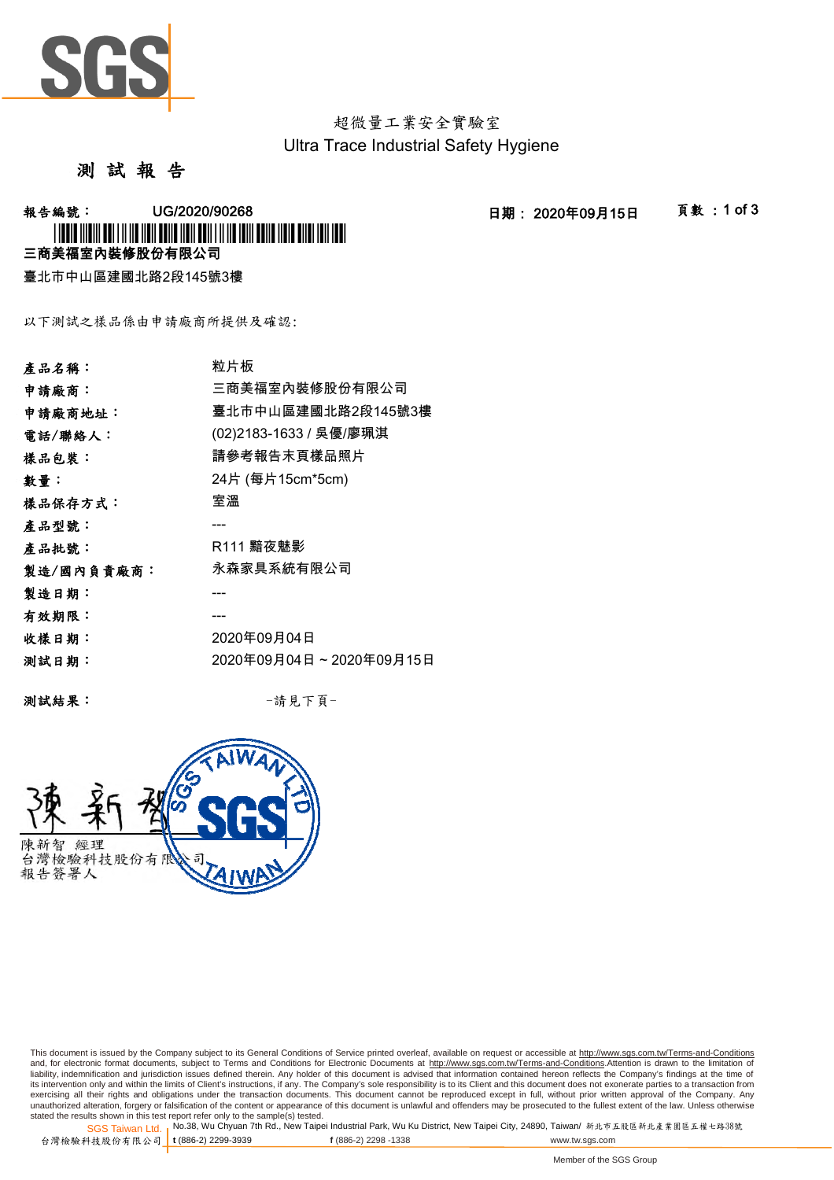超微量工業安全實驗室
Ultra Trace Industrial Safety Hygiene

# 測 試 報 告

**報告編號：** UG/2020/90268　　**日期：** 2020年09月15日

**三商美福室內裝修股份有限公司**

臺北市中山區建國北路2段145號3樓

以下測試之樣品係由申請廠商所提供及確認:

| | |
|---|---|
| **產品名稱：** | 粒片板 |
| **申請廠商：** | 三商美福室內裝修股份有限公司 |
| **申請廠商地址：** | 臺北市中山區建國北路2段145號3樓 |
| **電話/聯絡人：** | (02)2183-1633 / 吳優/廖珮淇 |
| **樣品包裝：** | 請參考報告末頁樣品照片 |
| **數量：** | 24片 (每片15cm*5cm) |
| **樣品保存方式：** | 室溫 |
| **產品型號：** | --- |
| **產品批號：** | R111 黯夜魅影 |
| **製造/國內負責廠商：** | 永森家具系統有限公司 |
| **製造日期：** | --- |
| **有效期限：** | --- |
| **收樣日期：** | 2020年09月04日 |
| **測試日期：** | 2020年09月04日 ~ 2020年09月15日 |

**測試結果：**　　-請見下頁-

陳新智　經理
台灣檢驗科技股份有限公司
報告簽署人

This document is issued by the Company subject to its General Conditions of Service printed overleaf, available on request or accessible at http://www.sgs.com.tw/Terms-and-Conditions and, for electronic format documents, subject to Terms and Conditions for Electronic Documents at http://www.sgs.com.tw/Terms-and-Conditions.Attention is drawn to the limitation of liability, indemnification and jurisdiction issues defined therein. Any holder of this document is advised that information contained hereon reflects the Company's findings at the time of its intervention only and within the limits of Client's instructions, if any. The Company's sole responsibility is to its Client and this document does not exonerate parties to a transaction from exercising all their rights and obligations under the transaction documents. This document cannot be reproduced except in full, without prior written approval of the Company. Any unauthorized alteration, forgery or falsification of the content or appearance of this document is unlawful and offenders may be prosecuted to the fullest extent of the law. Unless otherwise stated the results shown in this test report refer only to the sample(s) tested.

SGS Taiwan Ltd. 台灣檢驗科技股份有限公司 | No.38, Wu Chyuan 7th Rd., New Taipei Industrial Park, Wu Ku District, New Taipei City, 24890, Taiwan/ 新北市五股區新北產業園區五權七路38號 t (886-2) 2299-3939 f (886-2) 2298 -1338 www.tw.sgs.com

Member of the SGS Group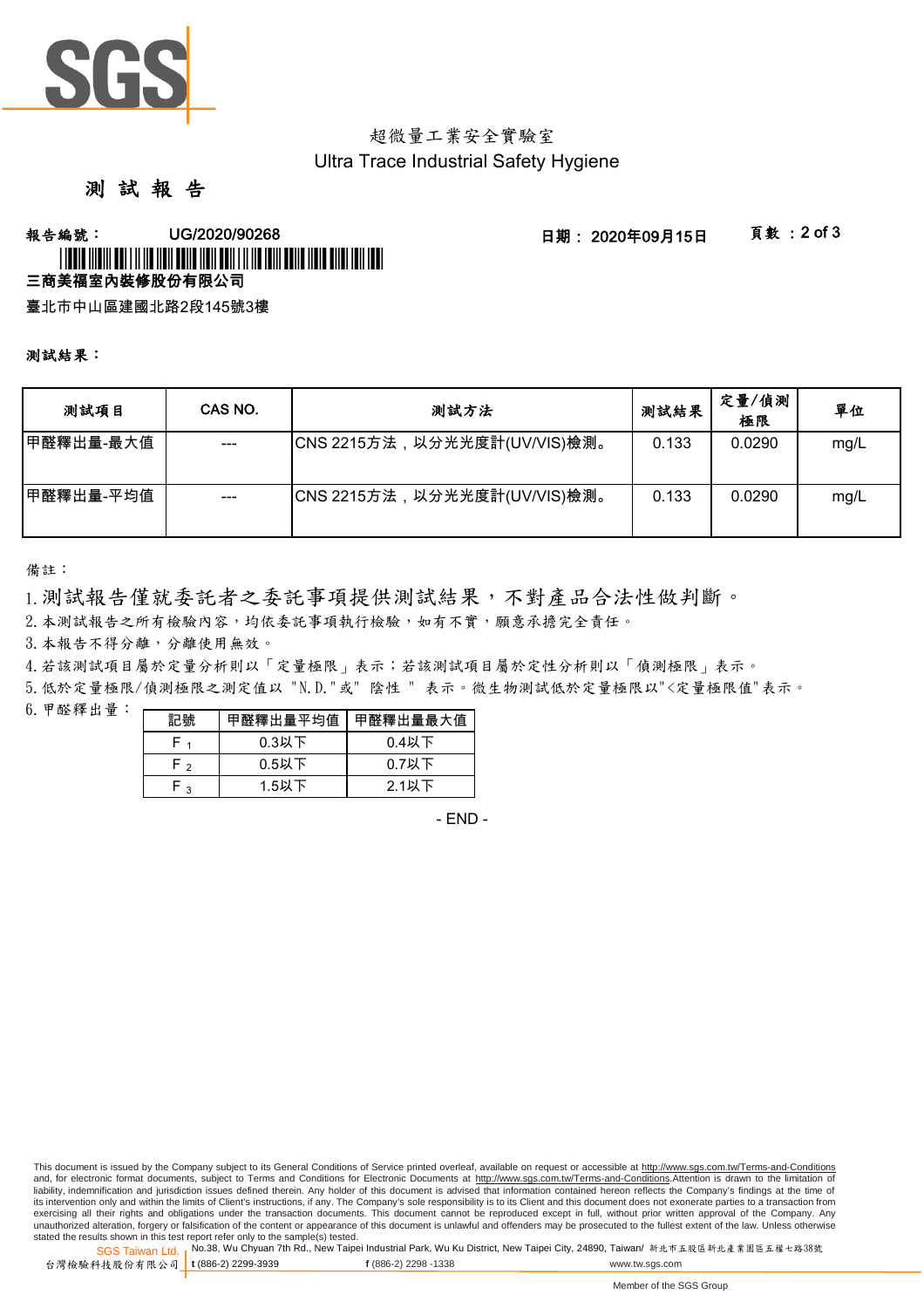超微量工業安全實驗室

Ultra Trace Industrial Safety Hygiene

# 測 試 報 告

**報告編號：** UG/2020/90268　　**日期：** 2020年09月15日

**三商美福室內裝修股份有限公司**

臺北市中山區建國北路2段145號3樓

**測試結果：**

| 測試項目 | CAS NO. | 測試方法 | 測試結果 | 定量/偵測極限 | 單位 |
|---|---|---|---|---|---|
| 甲醛釋出量-最大值 | --- | CNS 2215方法，以分光光度計(UV/VIS)檢測。 | 0.133 | 0.0290 | mg/L |
| 甲醛釋出量-平均值 | --- | CNS 2215方法，以分光光度計(UV/VIS)檢測。 | 0.133 | 0.0290 | mg/L |

備註：

1. 測試報告僅就委託者之委託事項提供測試結果，不對產品合法性做判斷。
2. 本測試報告之所有檢驗內容，均依委託事項執行檢驗，如有不實，願意承擔完全責任。
3. 本報告不得分離，分離使用無效。
4. 若該測試項目屬於定量分析則以「定量極限」表示；若該測試項目屬於定性分析則以「偵測極限」表示。
5. 低於定量極限/偵測極限之測定值以 "N.D."或" 陰性 " 表示。微生物測試低於定量極限以"<定量極限值"表示。
6. 甲醛釋出量：

| 記號 | 甲醛釋出量平均值 | 甲醛釋出量最大值 |
|---|---|---|
| $F_1$ | 0.3以下 | 0.4以下 |
| $F_2$ | 0.5以下 | 0.7以下 |
| $F_3$ | 1.5以下 | 2.1以下 |

- END -

This document is issued by the Company subject to its General Conditions of Service printed overleaf, available on request or accessible at http://www.sgs.com.tw/Terms-and-Conditions and, for electronic format documents, subject to Terms and Conditions for Electronic Documents at http://www.sgs.com.tw/Terms-and-Conditions.Attention is drawn to the limitation of liability, indemnification and jurisdiction issues defined therein. Any holder of this document is advised that information contained hereon reflects the Company's findings at the time of its intervention only and within the limits of Client's instructions, if any. The Company's sole responsibility is to its Client and this document does not exonerate parties to a transaction from exercising all their rights and obligations under the transaction documents. This document cannot be reproduced except in full, without prior written approval of the Company. Any unauthorized alteration, forgery or falsification of the content or appearance of this document is unlawful and offenders may be prosecuted to the fullest extent of the law. Unless otherwise stated the results shown in this test report refer only to the sample(s) tested.

SGS Taiwan Ltd. 台灣檢驗科技股份有限公司 | No.38, Wu Chyuan 7th Rd., New Taipei Industrial Park, Wu Ku District, New Taipei City, 24890, Taiwan/ 新北市五股區新北產業園區五權七路38號 t (886-2) 2299-3939 f (886-2) 2298 -1338 www.tw.sgs.com

Member of the SGS Group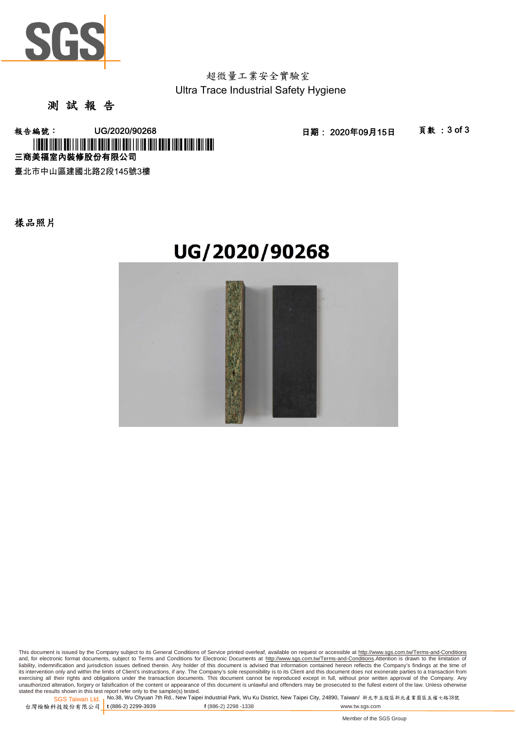超微量工業安全實驗室
Ultra Trace Industrial Safety Hygiene

# 測 試 報 告

**報告編號：** UG/2020/90268　　**日期：** 2020年09月15日

**三商美福室內裝修股份有限公司**

臺北市中山區建國北路2段145號3樓

## 樣品照片

UG/2020/90268

This document is issued by the Company subject to its General Conditions of Service printed overleaf, available on request or accessible at http://www.sgs.com.tw/Terms-and-Conditions and, for electronic format documents, subject to Terms and Conditions for Electronic Documents at http://www.sgs.com.tw/Terms-and-Conditions.Attention is drawn to the limitation of liability, indemnification and jurisdiction issues defined therein. Any holder of this document is advised that information contained hereon reflects the Company's findings at the time of its intervention only and within the limits of Client's instructions, if any. The Company's sole responsibility is to its Client and this document does not exonerate parties to a transaction from exercising all their rights and obligations under the transaction documents. This document cannot be reproduced except in full, without prior written approval of the Company. Any unauthorized alteration, forgery or falsification of the content or appearance of this document is unlawful and offenders may be prosecuted to the fullest extent of the law. Unless otherwise stated the results shown in this test report refer only to the sample(s) tested.

SGS Taiwan Ltd. 台灣檢驗科技股份有限公司 | No.38, Wu Chyuan 7th Rd., New Taipei Industrial Park, Wu Ku District, New Taipei City, 24890, Taiwan/ 新北市五股區新北產業園區五權七路38號 t (886-2) 2299-3939 f (886-2) 2298 -1338 www.tw.sgs.com

Member of the SGS Group